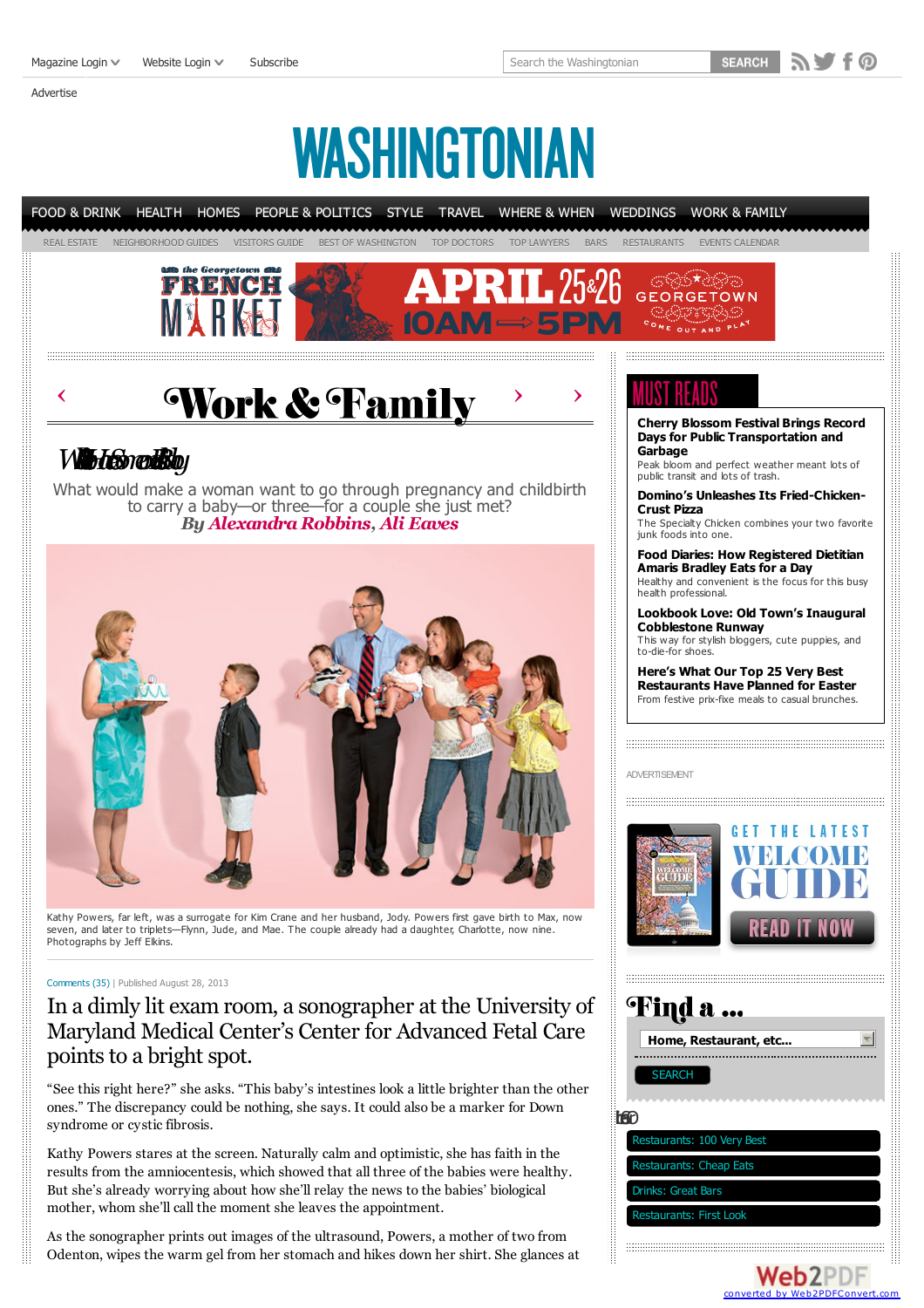# Work & Family

## Womb for Rent (garbled title)

What would make a woman want to go through pregnancy and childbirth to carry a baby—or three—for a couple she just met?

*By Alexandra Robbins, Ali Eaves*

Kathy Powers, far left, was a surrogate for Kim Crane and her husband, Jody. Powers first gave birth to Max, now seven, and later to triplets—Flynn, Jude, and Mae. The couple already had a daughter, Charlotte, now nine. Photographs by Jeff Elkins.

Comments (35) | Published August 28, 2013

In a dimly lit exam room, a sonographer at the University of Maryland Medical Center's Center for Advanced Fetal Care points to a bright spot.

"See this right here?" she asks. "This baby's intestines look a little brighter than the other ones." The discrepancy could be nothing, she says. It could also be a marker for Down syndrome or cystic fibrosis.

Kathy Powers stares at the screen. Naturally calm and optimistic, she has faith in the results from the amniocentesis, which showed that all three of the babies were healthy. But she's already worrying about how she'll relay the news to the babies' biological mother, whom she'll call the moment she leaves the appointment.

As the sonographer prints out images of the ultrasound, Powers, a mother of two from Odenton, wipes the warm gel from her stomach and hikes down her shirt. She glances at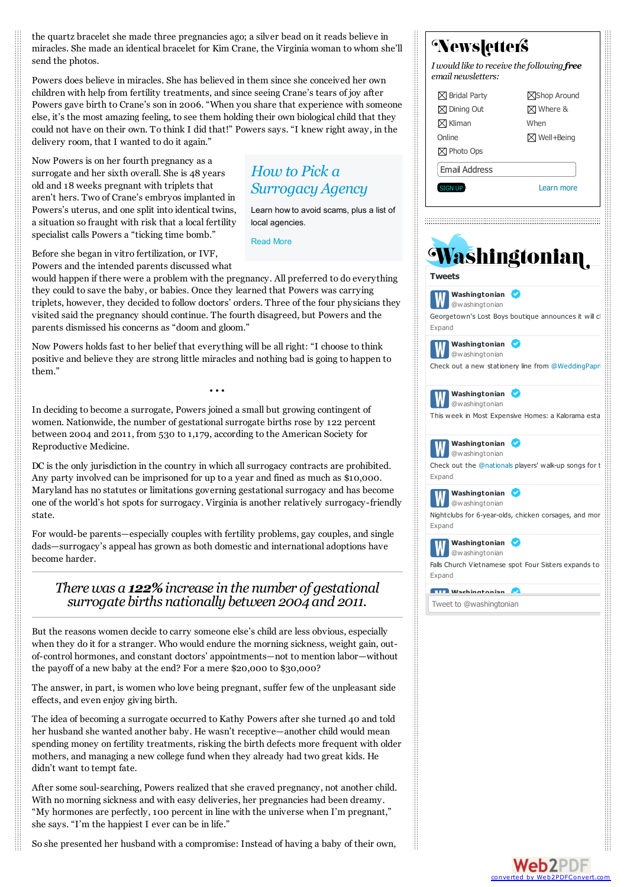the quartz bracelet she made three pregnancies ago; a silver bead on it reads believe in miracles. She made an identical bracelet for Kim Crane, the Virginia woman to whom she'll send the photos.

Powers does believe in miracles. She has believed in them since she conceived her own children with help from fertility treatments, and since seeing Crane's tears of joy after Powers gave birth to Crane's son in 2006. "When you share that experience with someone else, it's the most amazing feeling, to see them holding their own biological child that they could not have on their own. To think I did that!" Powers says. "I knew right away, in the delivery room, that I wanted to do it again."

Now Powers is on her fourth pregnancy as a surrogate and her sixth overall. She is 48 years old and 18 weeks pregnant with triplets that aren't hers. Two of Crane's embryos implanted in Powers's uterus, and one split into identical twins, a situation so fraught with risk that a local fertility specialist calls Powers a "ticking time bomb."

## How to Pick a Surrogacy Agency

Learn how to avoid scams, plus a list of local agencies.

Read More

Before she began in vitro fertilization, or IVF, Powers and the intended parents discussed what would happen if there were a problem with the pregnancy. All preferred to do everything they could to save the baby, or babies. Once they learned that Powers was carrying triplets, however, they decided to follow doctors' orders. Three of the four physicians they visited said the pregnancy should continue. The fourth disagreed, but Powers and the parents dismissed his concerns as "doom and gloom."

Now Powers holds fast to her belief that everything will be all right: "I choose to think positive and believe they are strong little miracles and nothing bad is going to happen to them."

• • •

In deciding to become a surrogate, Powers joined a small but growing contingent of women. Nationwide, the number of gestational surrogate births rose by 122 percent between 2004 and 2011, from 530 to 1,179, according to the American Society for Reproductive Medicine.

DC is the only jurisdiction in the country in which all surrogacy contracts are prohibited. Any party involved can be imprisoned for up to a year and fined as much as $10,000. Maryland has no statutes or limitations governing gestational surrogacy and has become one of the world's hot spots for surrogacy. Virginia is another relatively surrogacy-friendly state.

For would-be parents—especially couples with fertility problems, gay couples, and single dads—surrogacy's appeal has grown as both domestic and international adoptions have become harder.

*There was a **122%** increase in the number of gestational surrogate births nationally between 2004 and 2011.*

But the reasons women decide to carry someone else's child are less obvious, especially when they do it for a stranger. Who would endure the morning sickness, weight gain, out-of-control hormones, and constant doctors' appointments—not to mention labor—without the payoff of a new baby at the end? For a mere $20,000 to $30,000?

The answer, in part, is women who love being pregnant, suffer few of the unpleasant side effects, and even enjoy giving birth.

The idea of becoming a surrogate occurred to Kathy Powers after she turned 40 and told her husband she wanted another baby. He wasn't receptive—another child would mean spending money on fertility treatments, risking the birth defects more frequent with older mothers, and managing a new college fund when they already had two great kids. He didn't want to tempt fate.

After some soul-searching, Powers realized that she craved pregnancy, not another child. With no morning sickness and with easy deliveries, her pregnancies had been dreamy. "My hormones are perfectly, 100 percent in line with the universe when I'm pregnant," she says. "I'm the happiest I ever can be in life."

So she presented her husband with a compromise: Instead of having a baby of their own,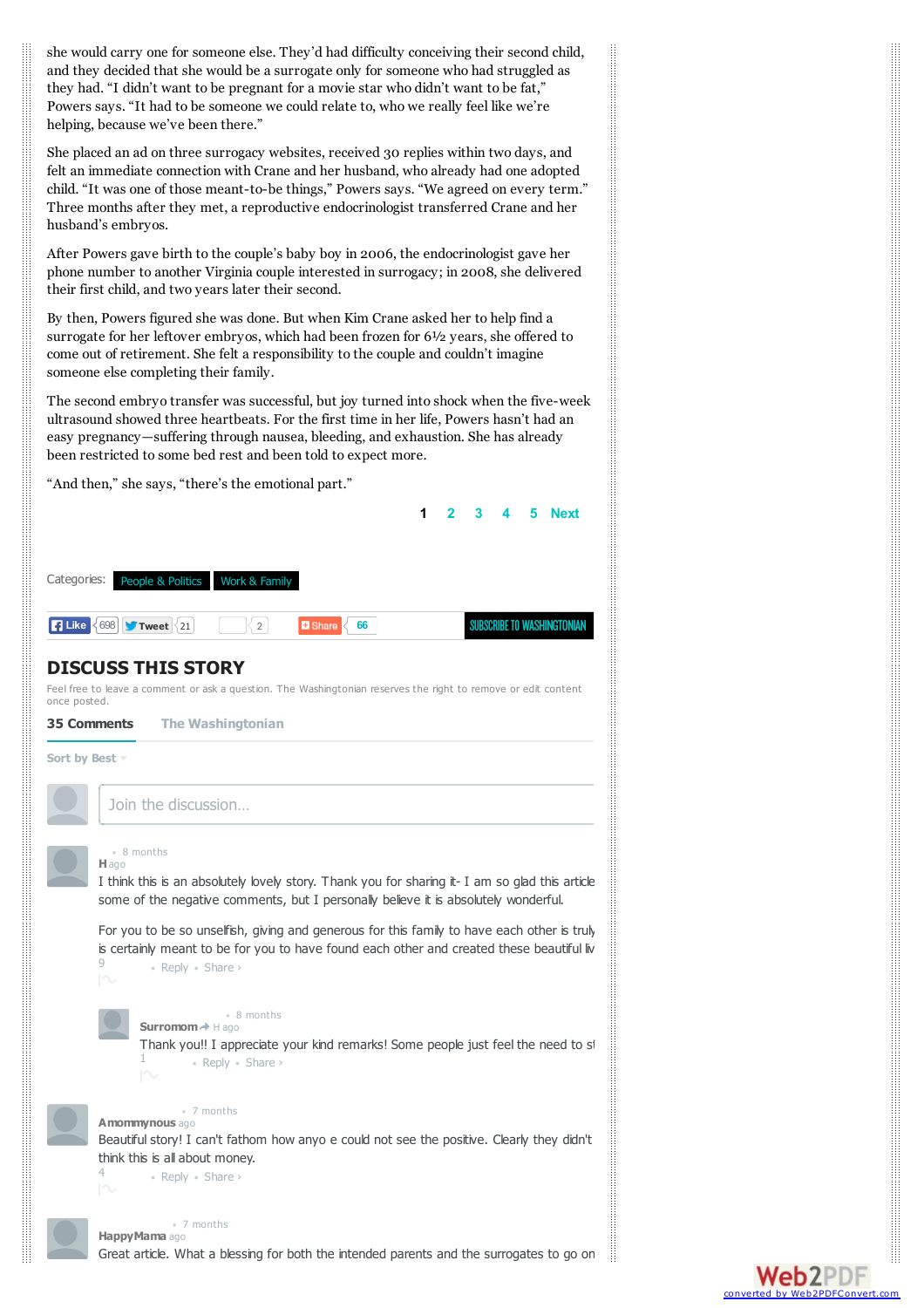she would carry one for someone else. They'd had difficulty conceiving their second child, and they decided that she would be a surrogate only for someone who had struggled as they had. "I didn't want to be pregnant for a movie star who didn't want to be fat," Powers says. "It had to be someone we could relate to, who we really feel like we're helping, because we've been there."

She placed an ad on three surrogacy websites, received 30 replies within two days, and felt an immediate connection with Crane and her husband, who already had one adopted child. "It was one of those meant-to-be things," Powers says. "We agreed on every term." Three months after they met, a reproductive endocrinologist transferred Crane and her husband's embryos.

After Powers gave birth to the couple's baby boy in 2006, the endocrinologist gave her phone number to another Virginia couple interested in surrogacy; in 2008, she delivered their first child, and two years later their second.

By then, Powers figured she was done. But when Kim Crane asked her to help find a surrogate for her leftover embryos, which had been frozen for 6½ years, she offered to come out of retirement. She felt a responsibility to the couple and couldn't imagine someone else completing their family.

The second embryo transfer was successful, but joy turned into shock when the five-week ultrasound showed three heartbeats. For the first time in her life, Powers hasn't had an easy pregnancy—suffering through nausea, bleeding, and exhaustion. She has already been restricted to some bed rest and been told to expect more.

"And then," she says, "there's the emotional part."

**1** 2 3 4 5 Next

Categories: People & Politics | Work & Family

Like 698 | Tweet 21 | 2 | Share 66 | SUBSCRIBE TO WASHINGTONIAN

## DISCUSS THIS STORY

Feel free to leave a comment or ask a question. The Washingtonian reserves the right to remove or edit content once posted.

**35 Comments** The Washingtonian

Sort by Best

Join the discussion...

**H** • 8 months ago

I think this is an absolutely lovely story. Thank you for sharing it- I am so glad this article some of the negative comments, but I personally believe it is absolutely wonderful.

For you to be so unselfish, giving and generous for this family to have each other is truly is certainly meant to be for you to have found each other and created these beautiful liv

9 • Reply • Share ›

**Surromom** → H • 8 months ago

Thank you!! I appreciate your kind remarks! Some people just feel the need to s

1 • Reply • Share ›

**Amommynous** • 7 months ago

Beautiful story! I can't fathom how anyo e could not see the positive. Clearly they didn't think this is all about money.

4 • Reply • Share ›

**HappyMama** • 7 months ago

Great article. What a blessing for both the intended parents and the surrogates to go on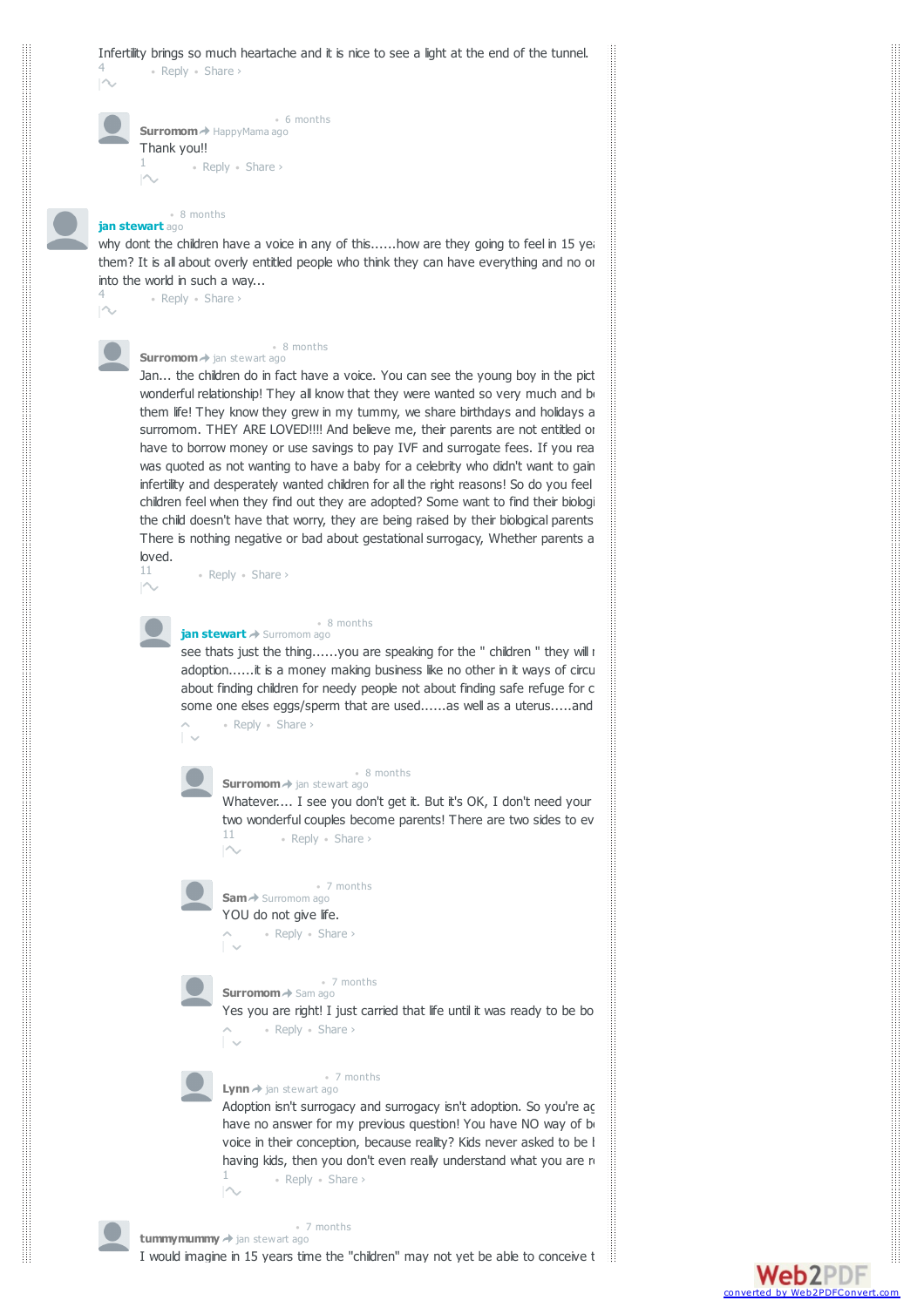Infertility brings so much heartache and it is nice to see a light at the end of the tunnel.

4

• Reply • Share ›

**Surromom** → HappyMama • 6 months ago

Thank you!!

1

• Reply • Share ›

**jan stewart** • 8 months ago

why dont the children have a voice in any of this......how are they going to feel in 15 yea them? It is all about overly entitled people who think they can have everything and no o into the world in such a way...

4

• Reply • Share ›

**Surromom** → jan stewart • 8 months ago

Jan... the children do in fact have a voice. You can see the young boy in the pict wonderful relationship! They all know that they were wanted so very much and b them life! They know they grew in my tummy, we share birthdays and holidays a surromom. THEY ARE LOVED!!!! And believe me, their parents are not entitled o have to borrow money or use savings to pay IVF and surrogate fees. If you rea was quoted as not wanting to have a baby for a celebrity who didn't want to gain infertility and desperately wanted children for all the right reasons! So do you feel children feel when they find out they are adopted? Some want to find their biologi the child doesn't have that worry, they are being raised by their biological parents There is nothing negative or bad about gestational surrogacy, Whether parents a loved.

11

• Reply • Share ›

**jan stewart** → Surromom • 8 months ago

see thats just the thing......you are speaking for the " children " they will adoption......it is a money making business like no other in it ways of circu about finding children for needy people not about finding safe refuge for c some one elses eggs/sperm that are used......as well as a uterus.....and

• Reply • Share ›

**Surromom** → jan stewart • 8 months ago

Whatever.... I see you don't get it. But it's OK, I don't need your two wonderful couples become parents! There are two sides to ev

11

• Reply • Share ›

**Sam** → Surromom • 7 months ago

YOU do not give life.

• Reply • Share ›

**Surromom** → Sam • 7 months ago

Yes you are right! I just carried that life until it was ready to be bo

• Reply • Share ›

**Lynn** → jan stewart • 7 months ago

Adoption isn't surrogacy and surrogacy isn't adoption. So you're ag have no answer for my previous question! You have NO way of be voice in their conception, because reality? Kids never asked to be having kids, then you don't even really understand what you are r

1

• Reply • Share ›

**tummymummy** → jan stewart • 7 months ago

I would imagine in 15 years time the "children" may not yet be able to conceive t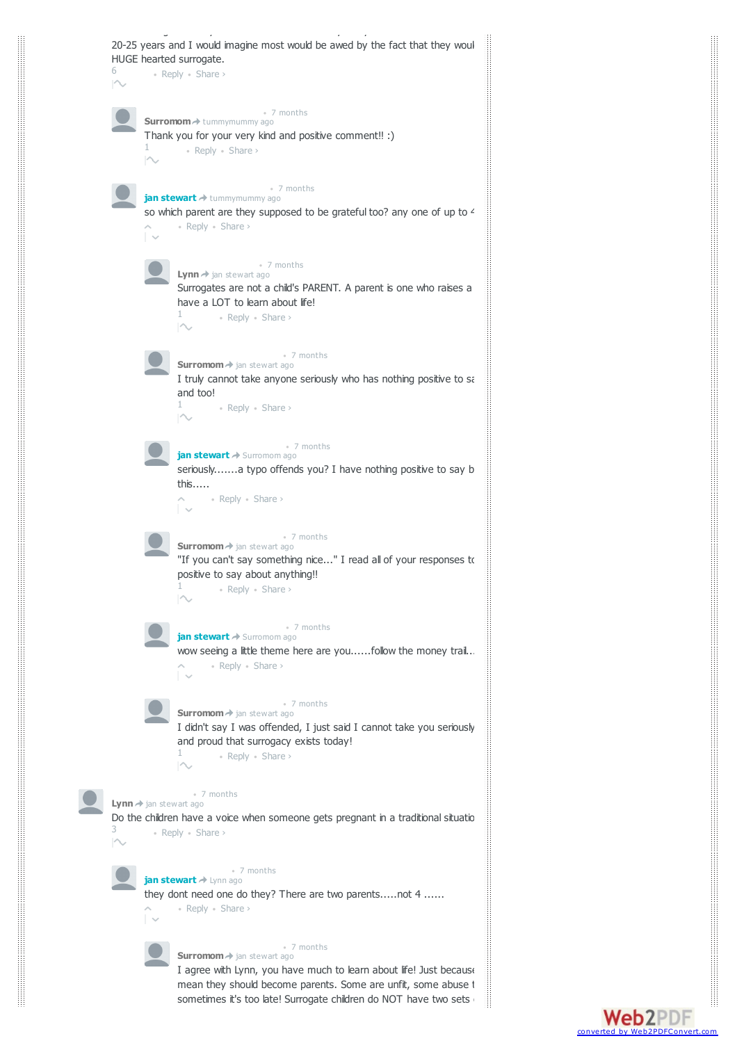20-25 years and I would imagine most would be awed by the fact that they woul
HUGE hearted surrogate.

6 • Reply • Share ›

**Surromom** → tummymummy ago • 7 months

Thank you for your very kind and positive comment!! :)

1 • Reply • Share ›

**jan stewart** → tummymummy ago • 7 months

so which parent are they supposed to be grateful too? any one of up to 4

• Reply • Share ›

**Lynn** → jan stewart ago • 7 months

Surrogates are not a child's PARENT. A parent is one who raises a
have a LOT to learn about life!

1 • Reply • Share ›

**Surromom** → jan stewart ago • 7 months

I truly cannot take anyone seriously who has nothing positive to sa
and too!

1 • Reply • Share ›

**jan stewart** → Surromom ago • 7 months

seriously.......a typo offends you? I have nothing positive to say b
this.....

• Reply • Share ›

**Surromom** → jan stewart ago • 7 months

"If you can't say something nice..." I read all of your responses to
positive to say about anything!!

1 • Reply • Share ›

**jan stewart** → Surromom ago • 7 months

wow seeing a little theme here are you......follow the money trail...

• Reply • Share ›

**Surromom** → jan stewart ago • 7 months

I didn't say I was offended, I just said I cannot take you seriously
and proud that surrogacy exists today!

1 • Reply • Share ›

**Lynn** → jan stewart ago • 7 months

Do the children have a voice when someone gets pregnant in a traditional situatio

3 • Reply • Share ›

**jan stewart** → Lynn ago • 7 months

they dont need one do they? There are two parents.....not 4 ......

• Reply • Share ›

**Surromom** → jan stewart ago • 7 months

I agree with Lynn, you have much to learn about life! Just because
mean they should become parents. Some are unfit, some abuse t
sometimes it's too late! Surrogate children do NOT have two sets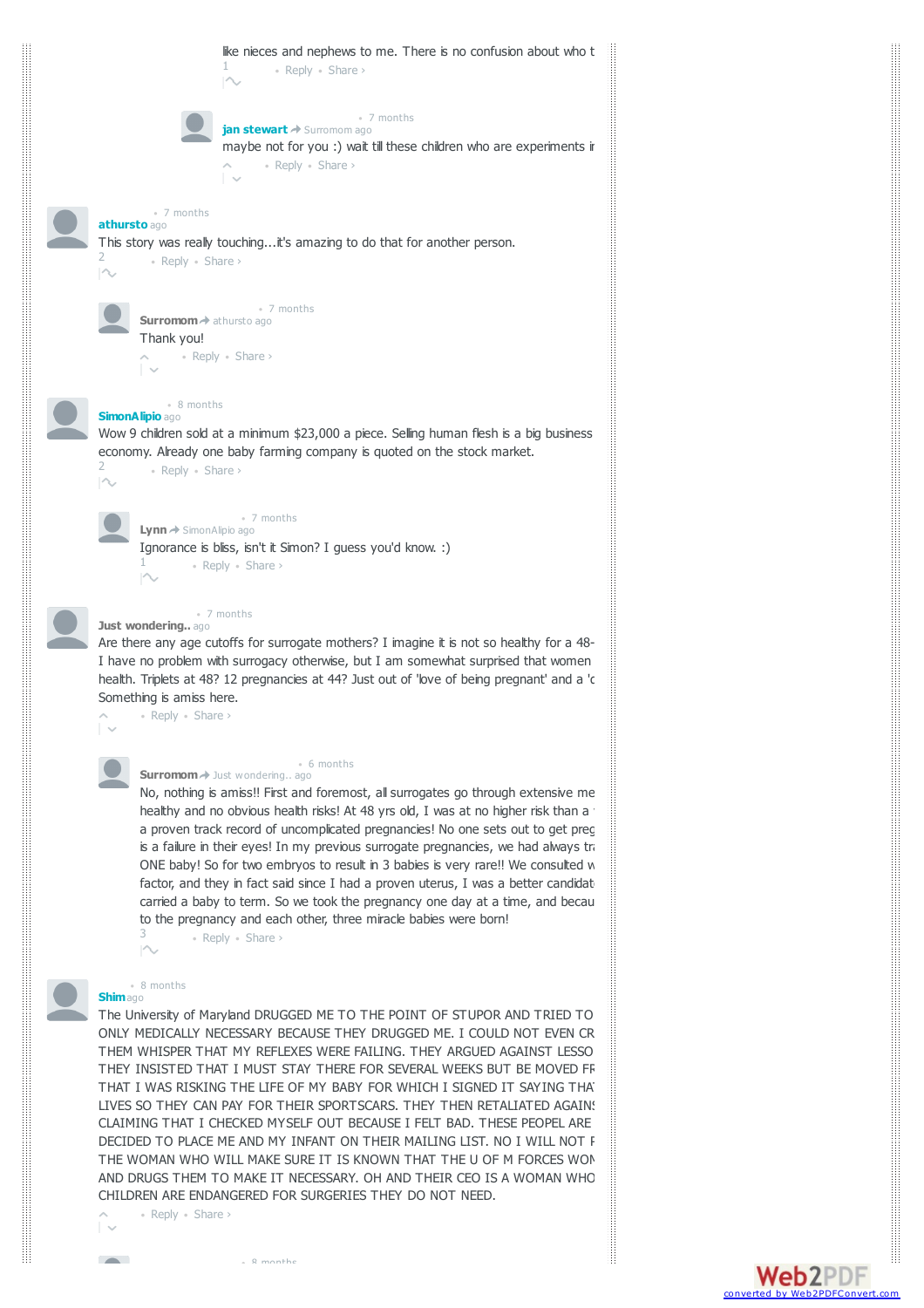like nieces and nephews to me. There is no confusion about who t

1 • Reply • Share ›

• 7 months

**jan stewart** → Surromom ago

maybe not for you :) wait till these children who are experiments ir

• Reply • Share ›

• 7 months

**athursto** ago

This story was really touching...it's amazing to do that for another person.

2 • Reply • Share ›

• 7 months

**Surromom** → athursto ago

Thank you!

• Reply • Share ›

• 8 months

**SimonAlipio** ago

Wow 9 children sold at a minimum $23,000 a piece. Selling human flesh is a big business economy. Already one baby farming company is quoted on the stock market.

2 • Reply • Share ›

• 7 months

**Lynn** → SimonAlipio ago

Ignorance is bliss, isn't it Simon? I guess you'd know. :)

1 • Reply • Share ›

• 7 months

**Just wondering..** ago

Are there any age cutoffs for surrogate mothers? I imagine it is not so healthy for a 48-
I have no problem with surrogacy otherwise, but I am somewhat surprised that women
health. Triplets at 48? 12 pregnancies at 44? Just out of 'love of being pregnant' and a 'c
Something is amiss here.

• Reply • Share ›

• 6 months

**Surromom** → Just wondering.. ago

No, nothing is amiss!! First and foremost, all surrogates go through extensive me
healthy and no obvious health risks! At 48 yrs old, I was at no higher risk than a
a proven track record of uncomplicated pregnancies! No one sets out to get preg
is a failure in their eyes! In my previous surrogate pregnancies, we had always tr
ONE baby! So for two embryos to result in 3 babies is very rare!! We consulted w
factor, and they in fact said since I had a proven uterus, I was a better candidat
carried a baby to term. So we took the pregnancy one day at a time, and becau
to the pregnancy and each other, three miracle babies were born!

3 • Reply • Share ›

• 8 months

**Shim** ago

The University of Maryland DRUGGED ME TO THE POINT OF STUPOR AND TRIED TO
ONLY MEDICALLY NECESSARY BECAUSE THEY DRUGGED ME. I COULD NOT EVEN CR
THEM WHISPER THAT MY REFLEXES WERE FAILING. THEY ARGUED AGAINST LESSO
THEY INSISTED THAT I MUST STAY THERE FOR SEVERAL WEEKS BUT BE MOVED FR
THAT I WAS RISKING THE LIFE OF MY BABY FOR WHICH I SIGNED IT SAYING THA
LIVES SO THEY CAN PAY FOR THEIR SPORTSCARS. THEY THEN RETALIATED AGAINS
CLAIMING THAT I CHECKED MYSELF OUT BECAUSE I FELT BAD. THESE PEOPEL ARE
DECIDED TO PLACE ME AND MY INFANT ON THEIR MAILING LIST. NO I WILL NOT F
THE WOMAN WHO WILL MAKE SURE IT IS KNOWN THAT THE U OF M FORCES WOM
AND DRUGS THEM TO MAKE IT NECESSARY. OH AND THEIR CEO IS A WOMAN WHO
CHILDREN ARE ENDANGERED FOR SURGERIES THEY DO NOT NEED.

• Reply • Share ›

• 8 months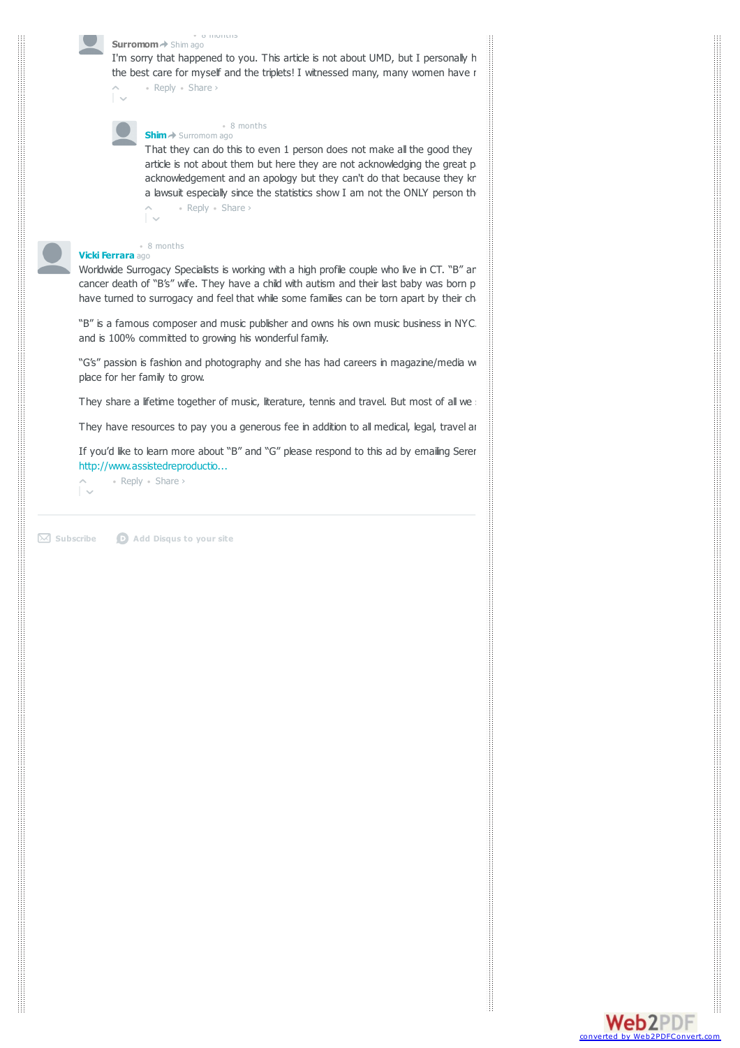**Surromom** → Shim • 8 months ago

I'm sorry that happened to you. This article is not about UMD, but I personally h the best care for myself and the triplets! I witnessed many, many women have r

• Reply • Share ›

**Shim** → Surromom • 8 months ago

That they can do this to even 1 person does not make all the good they article is not about them but here they are not acknowledging the great p acknowledgement and an apology but they can't do that because they kr a lawsuit especially since the statistics show I am not the ONLY person th

• Reply • Share ›

**Vicki Ferrara** • 8 months ago

Worldwide Surrogacy Specialists is working with a high profile couple who live in CT. "B" ar cancer death of "B's" wife. They have a child with autism and their last baby was born p have turned to surrogacy and feel that while some families can be torn apart by their ch

"B" is a famous composer and music publisher and owns his own music business in NYC and is 100% committed to growing his wonderful family.

"G's" passion is fashion and photography and she has had careers in magazine/media w place for her family to grow.

They share a lifetime together of music, literature, tennis and travel. But most of all we

They have resources to pay you a generous fee in addition to all medical, legal, travel ar

If you'd like to learn more about "B" and "G" please respond to this ad by emailing Serer http://www.assistedreproductio...

• Reply • Share ›

Subscribe   Add Disqus to your site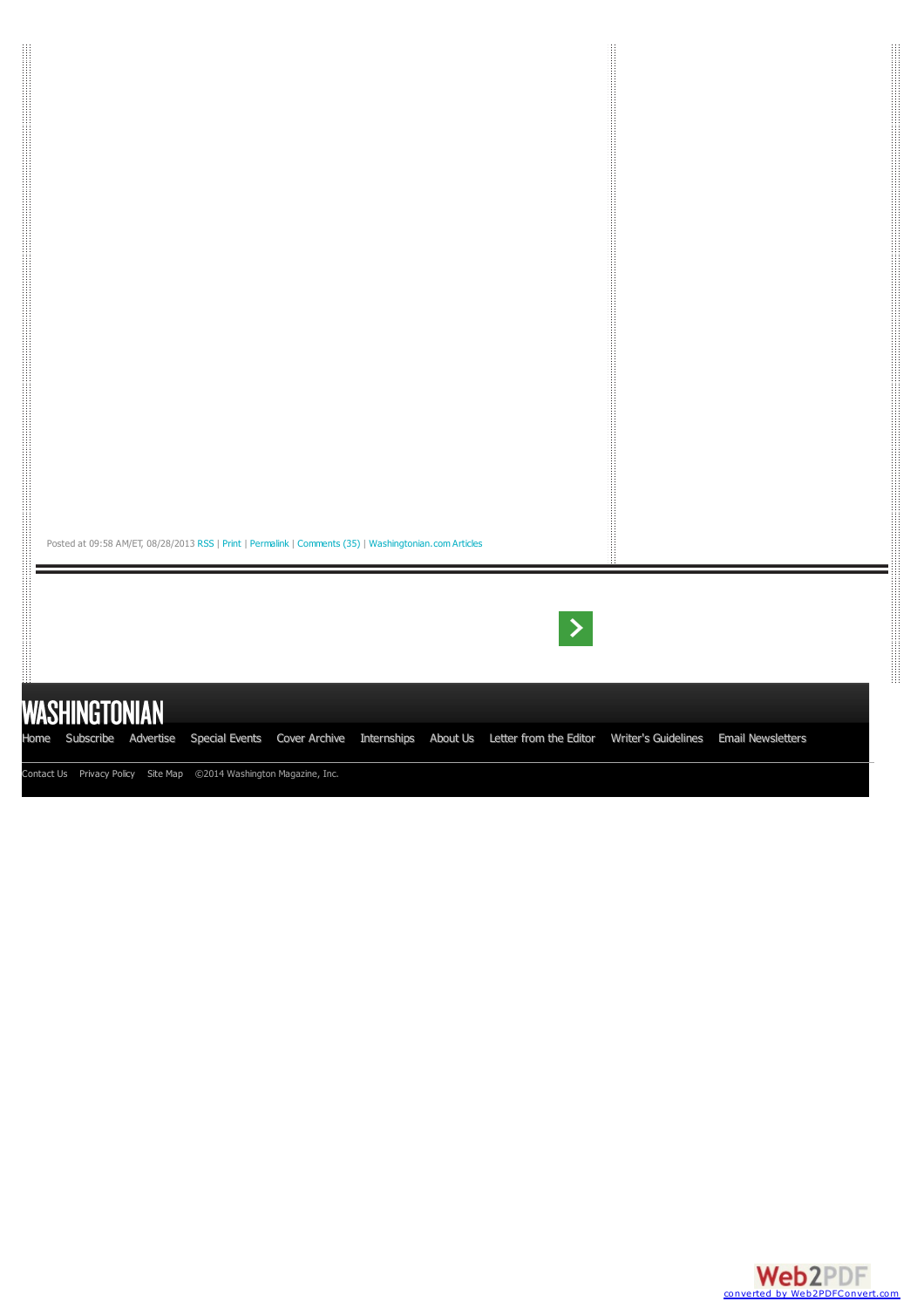Posted at 09:58 AM/ET, 08/28/2013 RSS | Print | Permalink | Comments (35) | Washingtonian.com Articles

WASHINGTONIAN

Home Subscribe Advertise Special Events Cover Archive Internships About Us Letter from the Editor Writer's Guidelines Email Newsletters

Contact Us Privacy Policy Site Map ©2014 Washington Magazine, Inc.